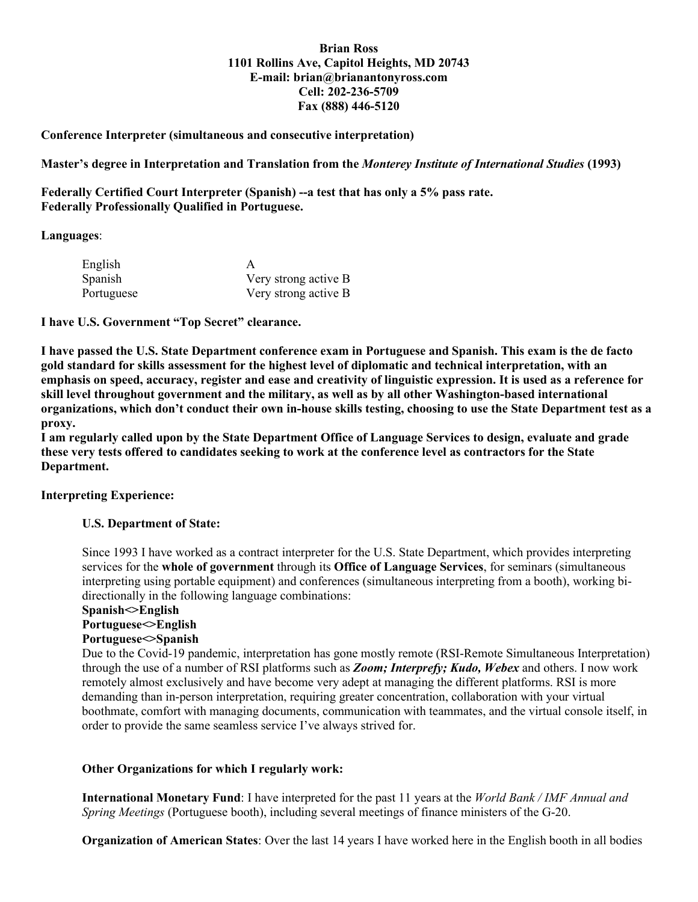**Brian Ross**
**1101 Rollins Ave, Capitol Heights, MD 20743**
**E-mail: brian@brianantonyross.com**
**Cell: 202-236-5709**
**Fax (888) 446-5120**

**Conference Interpreter (simultaneous and consecutive interpretation)**

**Master's degree in Interpretation and Translation from the *Monterey Institute of International Studies* (1993)**

**Federally Certified Court Interpreter (Spanish) --a test that has only a 5% pass rate.**
**Federally Professionally Qualified in Portuguese.**

**Languages**:

| | |
|---|---|
| English | A |
| Spanish | Very strong active B |
| Portuguese | Very strong active B |

**I have U.S. Government "Top Secret" clearance.**

**I have passed the U.S. State Department conference exam in Portuguese and Spanish. This exam is the de facto gold standard for skills assessment for the highest level of diplomatic and technical interpretation, with an emphasis on speed, accuracy, register and ease and creativity of linguistic expression. It is used as a reference for skill level throughout government and the military, as well as by all other Washington-based international organizations, which don't conduct their own in-house skills testing, choosing to use the State Department test as a proxy.**
**I am regularly called upon by the State Department Office of Language Services to design, evaluate and grade these very tests offered to candidates seeking to work at the conference level as contractors for the State Department.**

**Interpreting Experience:**

**U.S. Department of State:**

Since 1993 I have worked as a contract interpreter for the U.S. State Department, which provides interpreting services for the **whole of government** through its **Office of Language Services**, for seminars (simultaneous interpreting using portable equipment) and conferences (simultaneous interpreting from a booth), working bi-directionally in the following language combinations:
**Spanish<>English**
**Portuguese<>English**
**Portuguese<>Spanish**
Due to the Covid-19 pandemic, interpretation has gone mostly remote (RSI-Remote Simultaneous Interpretation) through the use of a number of RSI platforms such as ***Zoom; Interprefy; Kudo, Webex*** and others. I now work remotely almost exclusively and have become very adept at managing the different platforms. RSI is more demanding than in-person interpretation, requiring greater concentration, collaboration with your virtual boothmate, comfort with managing documents, communication with teammates, and the virtual console itself, in order to provide the same seamless service I've always strived for.

**Other Organizations for which I regularly work:**

**International Monetary Fund**: I have interpreted for the past 11 years at the *World Bank / IMF Annual and Spring Meetings* (Portuguese booth), including several meetings of finance ministers of the G-20.

**Organization of American States**: Over the last 14 years I have worked here in the English booth in all bodies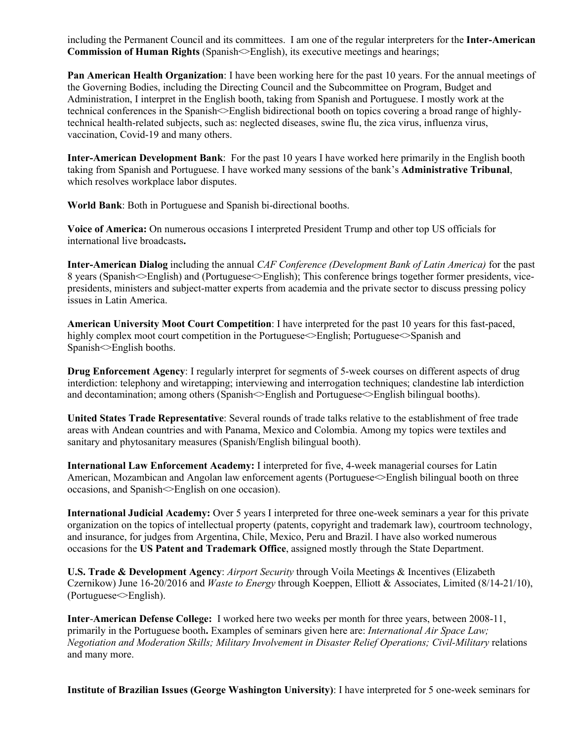including the Permanent Council and its committees. I am one of the regular interpreters for the **Inter-American Commission of Human Rights** (Spanish<>English), its executive meetings and hearings;

**Pan American Health Organization**: I have been working here for the past 10 years. For the annual meetings of the Governing Bodies, including the Directing Council and the Subcommittee on Program, Budget and Administration, I interpret in the English booth, taking from Spanish and Portuguese. I mostly work at the technical conferences in the Spanish<>English bidirectional booth on topics covering a broad range of highly-technical health-related subjects, such as: neglected diseases, swine flu, the zica virus, influenza virus, vaccination, Covid-19 and many others.

**Inter-American Development Bank**: For the past 10 years I have worked here primarily in the English booth taking from Spanish and Portuguese. I have worked many sessions of the bank's **Administrative Tribunal**, which resolves workplace labor disputes.

**World Bank**: Both in Portuguese and Spanish bi-directional booths.

**Voice of America:** On numerous occasions I interpreted President Trump and other top US officials for international live broadcasts**.**

**Inter-American Dialog** including the annual *CAF Conference (Development Bank of Latin America)* for the past 8 years (Spanish<>English) and (Portuguese<>English); This conference brings together former presidents, vice-presidents, ministers and subject-matter experts from academia and the private sector to discuss pressing policy issues in Latin America.

**American University Moot Court Competition**: I have interpreted for the past 10 years for this fast-paced, highly complex moot court competition in the Portuguese<>English; Portuguese<>Spanish and Spanish<>English booths.

**Drug Enforcement Agency**: I regularly interpret for segments of 5-week courses on different aspects of drug interdiction: telephony and wiretapping; interviewing and interrogation techniques; clandestine lab interdiction and decontamination; among others (Spanish<>English and Portuguese<>English bilingual booths).

**United States Trade Representative**: Several rounds of trade talks relative to the establishment of free trade areas with Andean countries and with Panama, Mexico and Colombia. Among my topics were textiles and sanitary and phytosanitary measures (Spanish/English bilingual booth).

**International Law Enforcement Academy:** I interpreted for five, 4-week managerial courses for Latin American, Mozambican and Angolan law enforcement agents (Portuguese<>English bilingual booth on three occasions, and Spanish<>English on one occasion).

**International Judicial Academy:** Over 5 years I interpreted for three one-week seminars a year for this private organization on the topics of intellectual property (patents, copyright and trademark law), courtroom technology, and insurance, for judges from Argentina, Chile, Mexico, Peru and Brazil. I have also worked numerous occasions for the **US Patent and Trademark Office**, assigned mostly through the State Department.

**U.S. Trade & Development Agency**: *Airport Security* through Voila Meetings & Incentives (Elizabeth Czernikow) June 16-20/2016 and *Waste to Energy* through Koeppen, Elliott & Associates, Limited (8/14-21/10), (Portuguese<>English).

**Inter-American Defense College:** I worked here two weeks per month for three years, between 2008-11, primarily in the Portuguese booth**.** Examples of seminars given here are: *International Air Space Law; Negotiation and Moderation Skills; Military Involvement in Disaster Relief Operations; Civil-Military* relations and many more.

**Institute of Brazilian Issues (George Washington University)**: I have interpreted for 5 one-week seminars for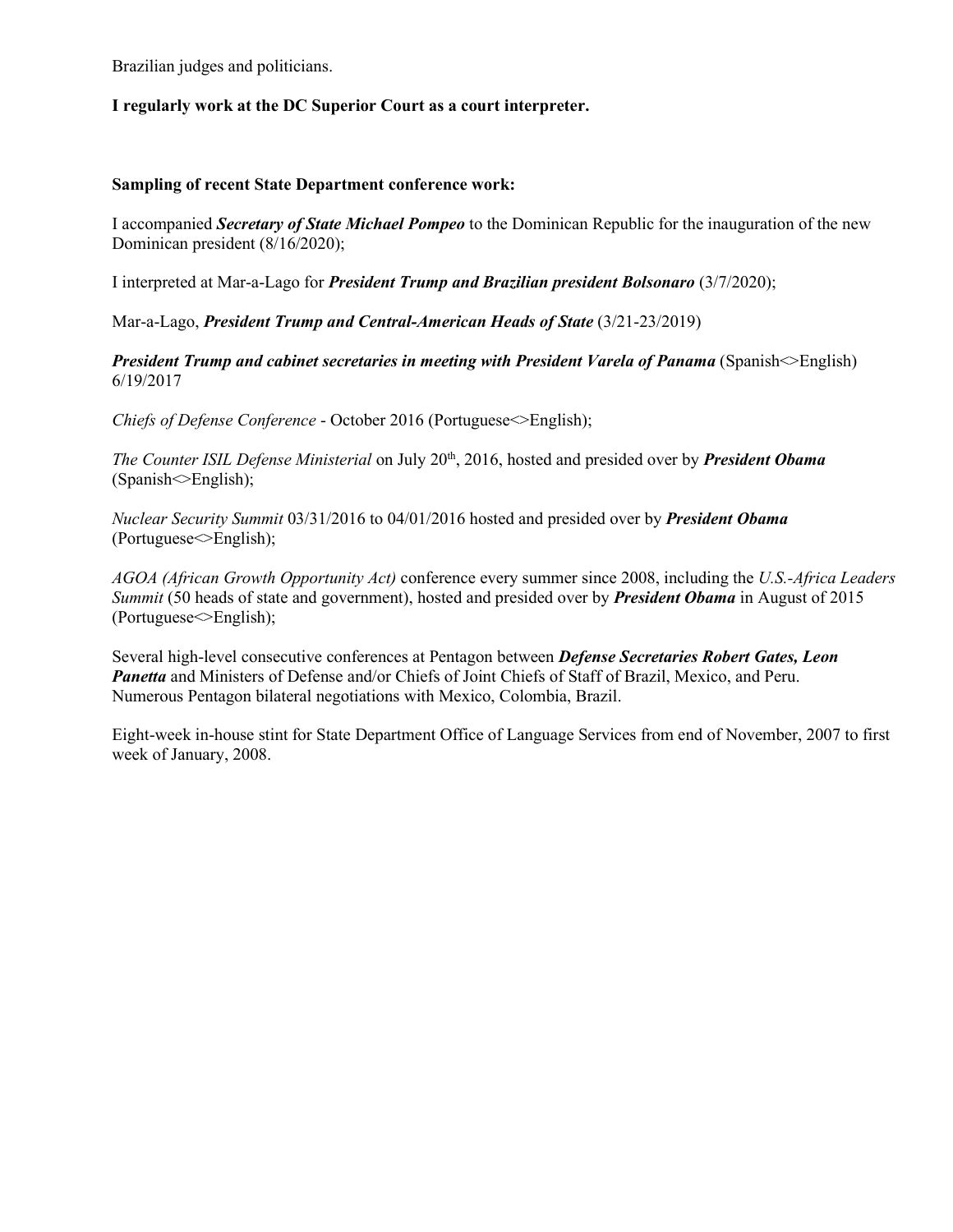Brazilian judges and politicians.

**I regularly work at the DC Superior Court as a court interpreter.**

**Sampling of recent State Department conference work:**

I accompanied ***Secretary of State Michael Pompeo*** to the Dominican Republic for the inauguration of the new Dominican president (8/16/2020);

I interpreted at Mar-a-Lago for ***President Trump and Brazilian president Bolsonaro*** (3/7/2020);

Mar-a-Lago, ***President Trump and Central-American Heads of State*** (3/21-23/2019)

***President Trump and cabinet secretaries in meeting with President Varela of Panama*** (Spanish<>English) 6/19/2017

*Chiefs of Defense Conference* - October 2016 (Portuguese<>English);

*The Counter ISIL Defense Ministerial* on July 20th, 2016, hosted and presided over by ***President Obama*** (Spanish<>English);

*Nuclear Security Summit* 03/31/2016 to 04/01/2016 hosted and presided over by ***President Obama*** (Portuguese<>English);

*AGOA (African Growth Opportunity Act)* conference every summer since 2008, including the *U.S.-Africa Leaders Summit* (50 heads of state and government), hosted and presided over by ***President Obama*** in August of 2015 (Portuguese<>English);

Several high-level consecutive conferences at Pentagon between ***Defense Secretaries Robert Gates, Leon Panetta*** and Ministers of Defense and/or Chiefs of Joint Chiefs of Staff of Brazil, Mexico, and Peru. Numerous Pentagon bilateral negotiations with Mexico, Colombia, Brazil.

Eight-week in-house stint for State Department Office of Language Services from end of November, 2007 to first week of January, 2008.